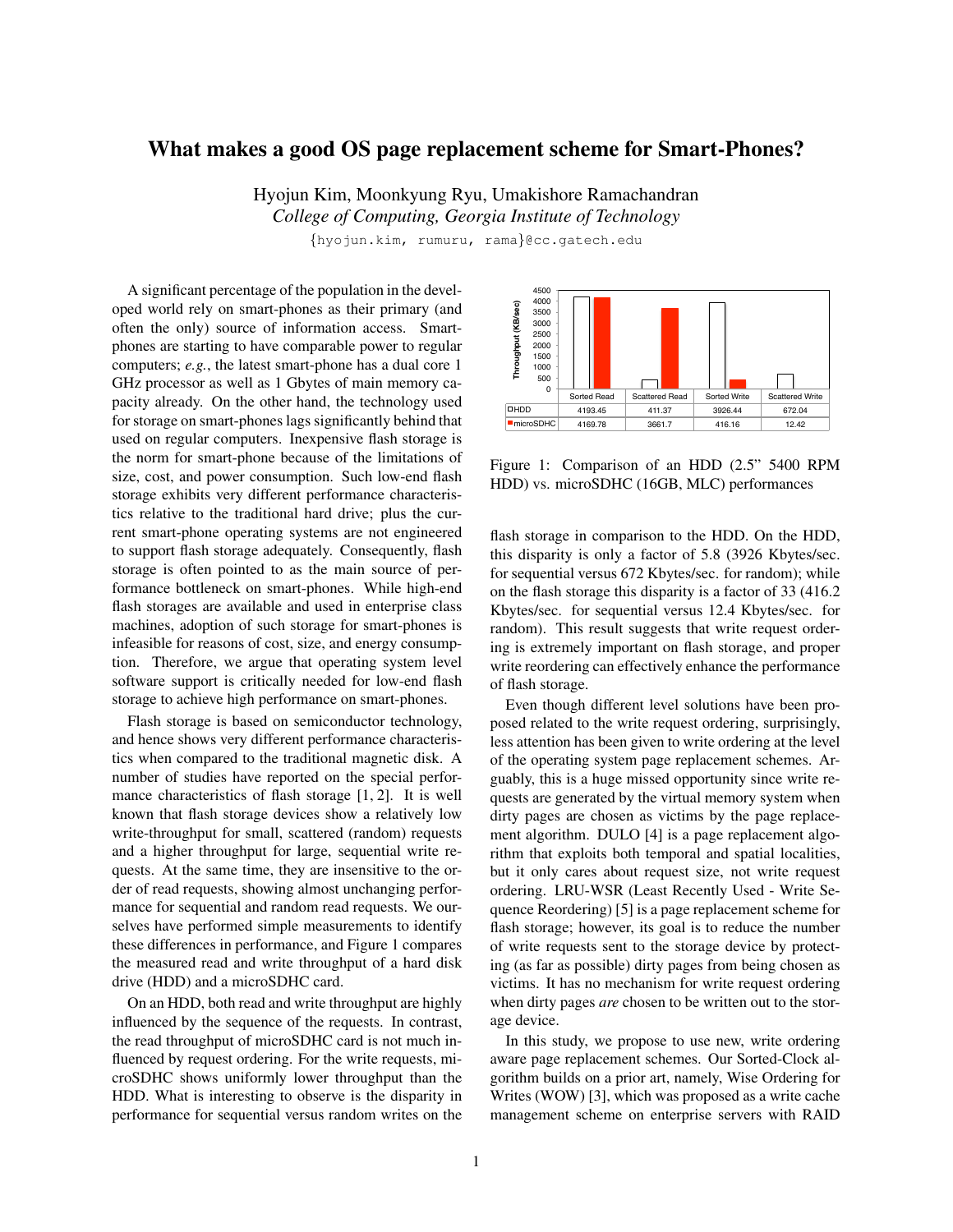# What makes a good OS page replacement scheme for Smart-Phones?

Hyojun Kim, Moonkyung Ryu, Umakishore Ramachandran
*College of Computing, Georgia Institute of Technology*
{hyojun.kim, rumuru, rama}@cc.gatech.edu

A significant percentage of the population in the developed world rely on smart-phones as their primary (and often the only) source of information access. Smart-phones are starting to have comparable power to regular computers; *e.g.*, the latest smart-phone has a dual core 1 GHz processor as well as 1 Gbytes of main memory capacity already. On the other hand, the technology used for storage on smart-phones lags significantly behind that used on regular computers. Inexpensive flash storage is the norm for smart-phone because of the limitations of size, cost, and power consumption. Such low-end flash storage exhibits very different performance characteristics relative to the traditional hard drive; plus the current smart-phone operating systems are not engineered to support flash storage adequately. Consequently, flash storage is often pointed to as the main source of performance bottleneck on smart-phones. While high-end flash storages are available and used in enterprise class machines, adoption of such storage for smart-phones is infeasible for reasons of cost, size, and energy consumption. Therefore, we argue that operating system level software support is critically needed for low-end flash storage to achieve high performance on smart-phones.

Flash storage is based on semiconductor technology, and hence shows very different performance characteristics when compared to the traditional magnetic disk. A number of studies have reported on the special performance characteristics of flash storage [1, 2]. It is well known that flash storage devices show a relatively low write-throughput for small, scattered (random) requests and a higher throughput for large, sequential write requests. At the same time, they are insensitive to the order of read requests, showing almost unchanging performance for sequential and random read requests. We ourselves have performed simple measurements to identify these differences in performance, and Figure 1 compares the measured read and write throughput of a hard disk drive (HDD) and a microSDHC card.

On an HDD, both read and write throughput are highly influenced by the sequence of the requests. In contrast, the read throughput of microSDHC card is not much influenced by request ordering. For the write requests, microSDHC shows uniformly lower throughput than the HDD. What is interesting to observe is the disparity in performance for sequential versus random writes on the flash storage in comparison to the HDD. On the HDD, this disparity is only a factor of 5.8 (3926 Kbytes/sec. for sequential versus 672 Kbytes/sec. for random); while on the flash storage this disparity is a factor of 33 (416.2 Kbytes/sec. for sequential versus 12.4 Kbytes/sec. for random). This result suggests that write request ordering is extremely important on flash storage, and proper write reordering can effectively enhance the performance of flash storage.

| Throughput (KB/sec) | Sorted Read | Scattered Read | Sorted Write | Scattered Write |
|---|---|---|---|---|
| HDD | 4193.45 | 411.37 | 3926.44 | 672.04 |
| microSDHC | 4169.78 | 3661.7 | 416.16 | 12.42 |

Figure 1: Comparison of an HDD (2.5" 5400 RPM HDD) vs. microSDHC (16GB, MLC) performances

Even though different level solutions have been proposed related to the write request ordering, surprisingly, less attention has been given to write ordering at the level of the operating system page replacement schemes. Arguably, this is a huge missed opportunity since write requests are generated by the virtual memory system when dirty pages are chosen as victims by the page replacement algorithm. DULO [4] is a page replacement algorithm that exploits both temporal and spatial localities, but it only cares about request size, not write request ordering. LRU-WSR (Least Recently Used - Write Sequence Reordering) [5] is a page replacement scheme for flash storage; however, its goal is to reduce the number of write requests sent to the storage device by protecting (as far as possible) dirty pages from being chosen as victims. It has no mechanism for write request ordering when dirty pages *are* chosen to be written out to the storage device.

In this study, we propose to use new, write ordering aware page replacement schemes. Our Sorted-Clock algorithm builds on a prior art, namely, Wise Ordering for Writes (WOW) [3], which was proposed as a write cache management scheme on enterprise servers with RAID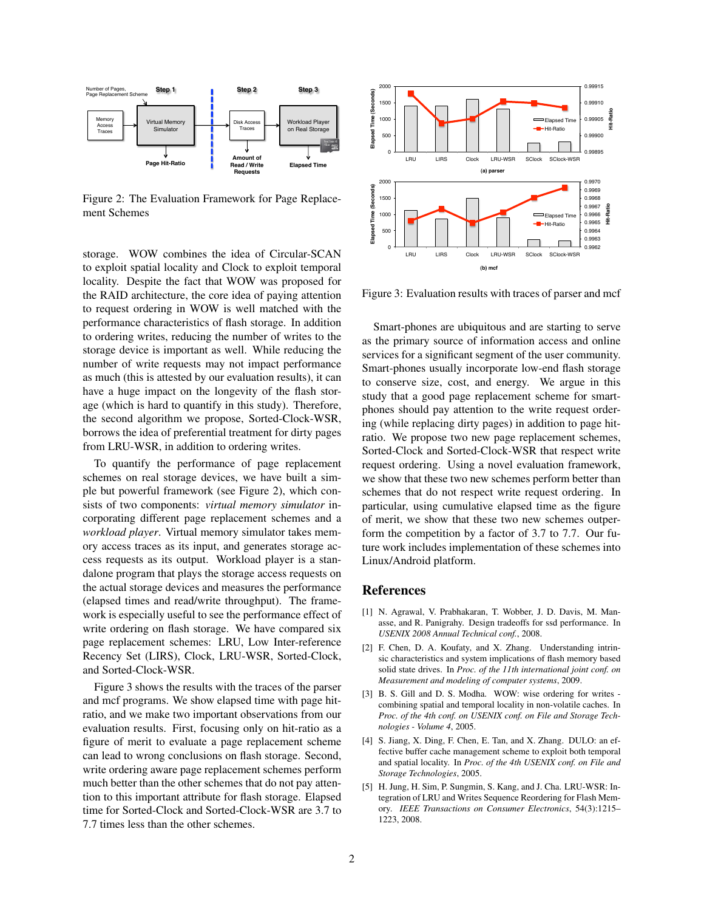Number of Pages, Page Replacement Scheme

Step 1

Step 2

Step 3

Memory Access Traces

Virtual Memory Simulator

Disk Access Traces

Workload Player on Real Storage

Page Hit-Ratio

Amount of Read / Write Requests

Elapsed Time

Figure 2: The Evaluation Framework for Page Replacement Schemes

storage. WOW combines the idea of Circular-SCAN to exploit spatial locality and Clock to exploit temporal locality. Despite the fact that WOW was proposed for the RAID architecture, the core idea of paying attention to request ordering in WOW is well matched with the performance characteristics of flash storage. In addition to ordering writes, reducing the number of writes to the storage device is important as well. While reducing the number of write requests may not impact performance as much (this is attested by our evaluation results), it can have a huge impact on the longevity of the flash storage (which is hard to quantify in this study). Therefore, the second algorithm we propose, Sorted-Clock-WSR, borrows the idea of preferential treatment for dirty pages from LRU-WSR, in addition to ordering writes.

To quantify the performance of page replacement schemes on real storage devices, we have built a simple but powerful framework (see Figure 2), which consists of two components: *virtual memory simulator* incorporating different page replacement schemes and a *workload player*. Virtual memory simulator takes memory access traces as its input, and generates storage access requests as its output. Workload player is a standalone program that plays the storage access requests on the actual storage devices and measures the performance (elapsed times and read/write throughput). The framework is especially useful to see the performance effect of write ordering on flash storage. We have compared six page replacement schemes: LRU, Low Inter-reference Recency Set (LIRS), Clock, LRU-WSR, Sorted-Clock, and Sorted-Clock-WSR.

Figure 3 shows the results with the traces of the parser and mcf programs. We show elapsed time with page hit-ratio, and we make two important observations from our evaluation results. First, focusing only on hit-ratio as a figure of merit to evaluate a page replacement scheme can lead to wrong conclusions on flash storage. Second, write ordering aware page replacement schemes perform much better than the other schemes that do not pay attention to this important attribute for flash storage. Elapsed time for Sorted-Clock and Sorted-Clock-WSR are 3.7 to 7.7 times less than the other schemes.

Elapsed Time (Seconds)
2000
1500
1000
500
0
LRU LIRS Clock LRU-WSR SClock SClock-WSR
(a) parser
Hit-Ratio
0.99915
0.99910
0.99905
0.99900
0.99895
Elapsed Time
Hit-Ratio

Elapsed Time (Seconds)
2000
1500
1000
500
0
LRU LIRS Clock LRU-WSR SClock SClock-WSR
(b) mcf
Hit-Ratio
0.9970
0.9969
0.9968
0.9967
0.9966
0.9965
0.9964
0.9963
0.9962
Elapsed Time
Hit-Ratio

Figure 3: Evaluation results with traces of parser and mcf

Smart-phones are ubiquitous and are starting to serve as the primary source of information access and online services for a significant segment of the user community. Smart-phones usually incorporate low-end flash storage to conserve size, cost, and energy. We argue in this study that a good page replacement scheme for smart-phones should pay attention to the write request ordering (while replacing dirty pages) in addition to page hit-ratio. We propose two new page replacement schemes, Sorted-Clock and Sorted-Clock-WSR that respect write request ordering. Using a novel evaluation framework, we show that these two new schemes perform better than schemes that do not respect write request ordering. In particular, using cumulative elapsed time as the figure of merit, we show that these two new schemes outperform the competition by a factor of 3.7 to 7.7. Our future work includes implementation of these schemes into Linux/Android platform.

## References

[1] N. Agrawal, V. Prabhakaran, T. Wobber, J. D. Davis, M. Manasse, and R. Panigrahy. Design tradeoffs for ssd performance. In *USENIX 2008 Annual Technical conf.*, 2008.

[2] F. Chen, D. A. Koufaty, and X. Zhang. Understanding intrinsic characteristics and system implications of flash memory based solid state drives. In *Proc. of the 11th international joint conf. on Measurement and modeling of computer systems*, 2009.

[3] B. S. Gill and D. S. Modha. WOW: wise ordering for writes - combining spatial and temporal locality in non-volatile caches. In *Proc. of the 4th conf. on USENIX conf. on File and Storage Technologies - Volume 4*, 2005.

[4] S. Jiang, X. Ding, F. Chen, E. Tan, and X. Zhang. DULO: an effective buffer cache management scheme to exploit both temporal and spatial locality. In *Proc. of the 4th USENIX conf. on File and Storage Technologies*, 2005.

[5] H. Jung, H. Sim, P. Sungmin, S. Kang, and J. Cha. LRU-WSR: Integration of LRU and Writes Sequence Reordering for Flash Memory. *IEEE Transactions on Consumer Electronics*, 54(3):1215–1223, 2008.